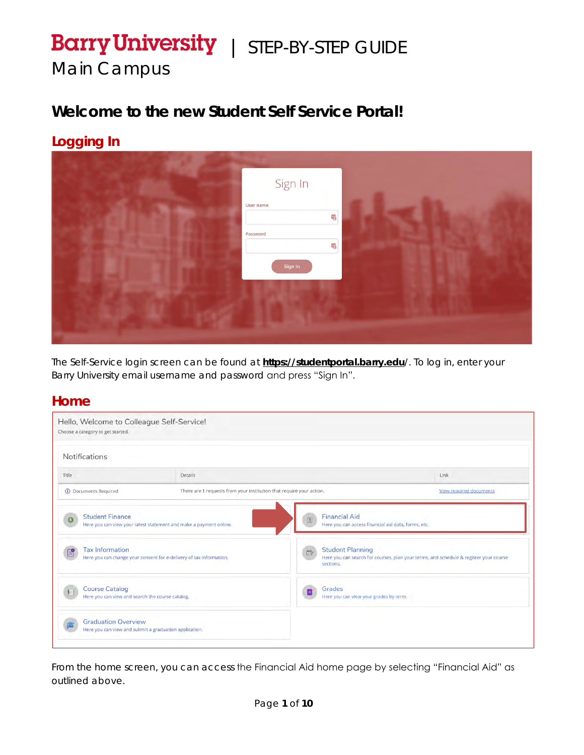# Barry University | STEP-BY-STEP GUIDE

Main Campus

## Welcome to the new Student Self Service Portal!

### Logging In

The Self-Service login screen can be found at **https://studentportal.barry.edu/**. To log in, enter your Barry University email username and password and press "Sign In".

### Home

From the home screen, you can access the Financial Aid home page by selecting "Financial Aid" as outlined above.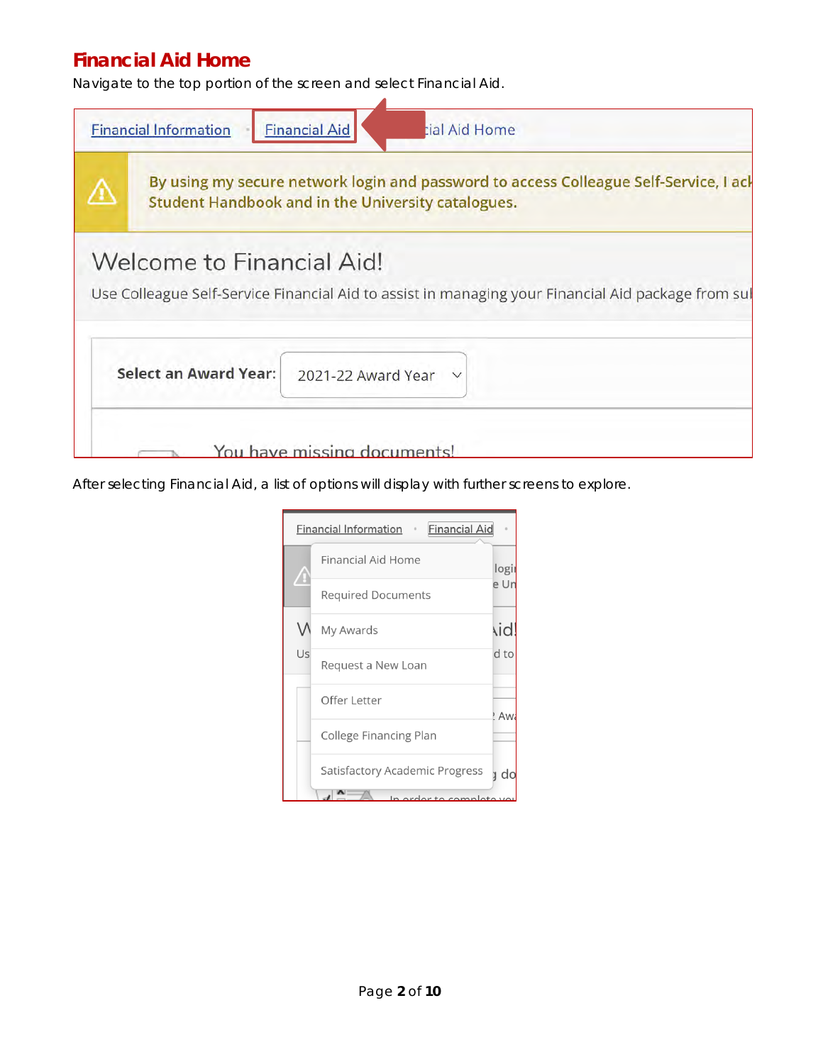## Financial Aid Home

Navigate to the top portion of the screen and select Financial Aid.

After selecting Financial Aid, a list of options will display with further screens to explore.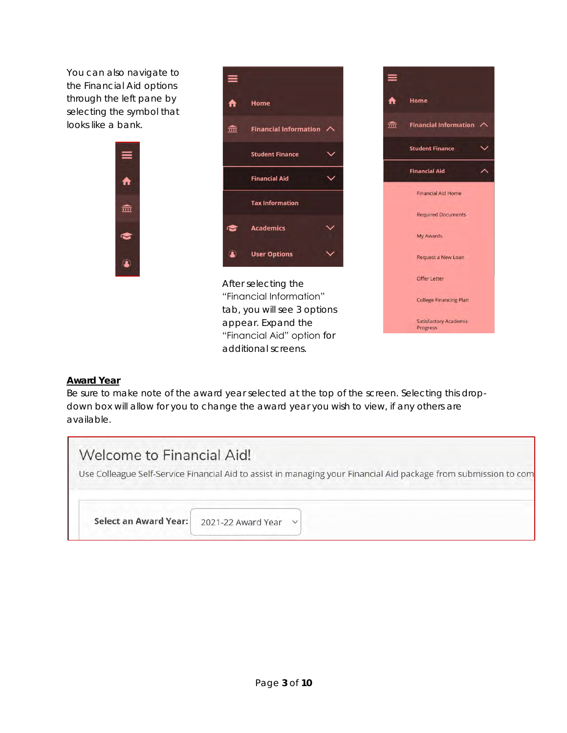You can also navigate to the Financial Aid options through the left pane by selecting the symbol that looks like a bank.

After selecting the "Financial Information" tab, you will see 3 options appear. Expand the "Financial Aid" option for additional screens.

**Award Year**

Be sure to make note of the award year selected at the top of the screen. Selecting this drop-down box will allow for you to change the award year you wish to view, if any others are available.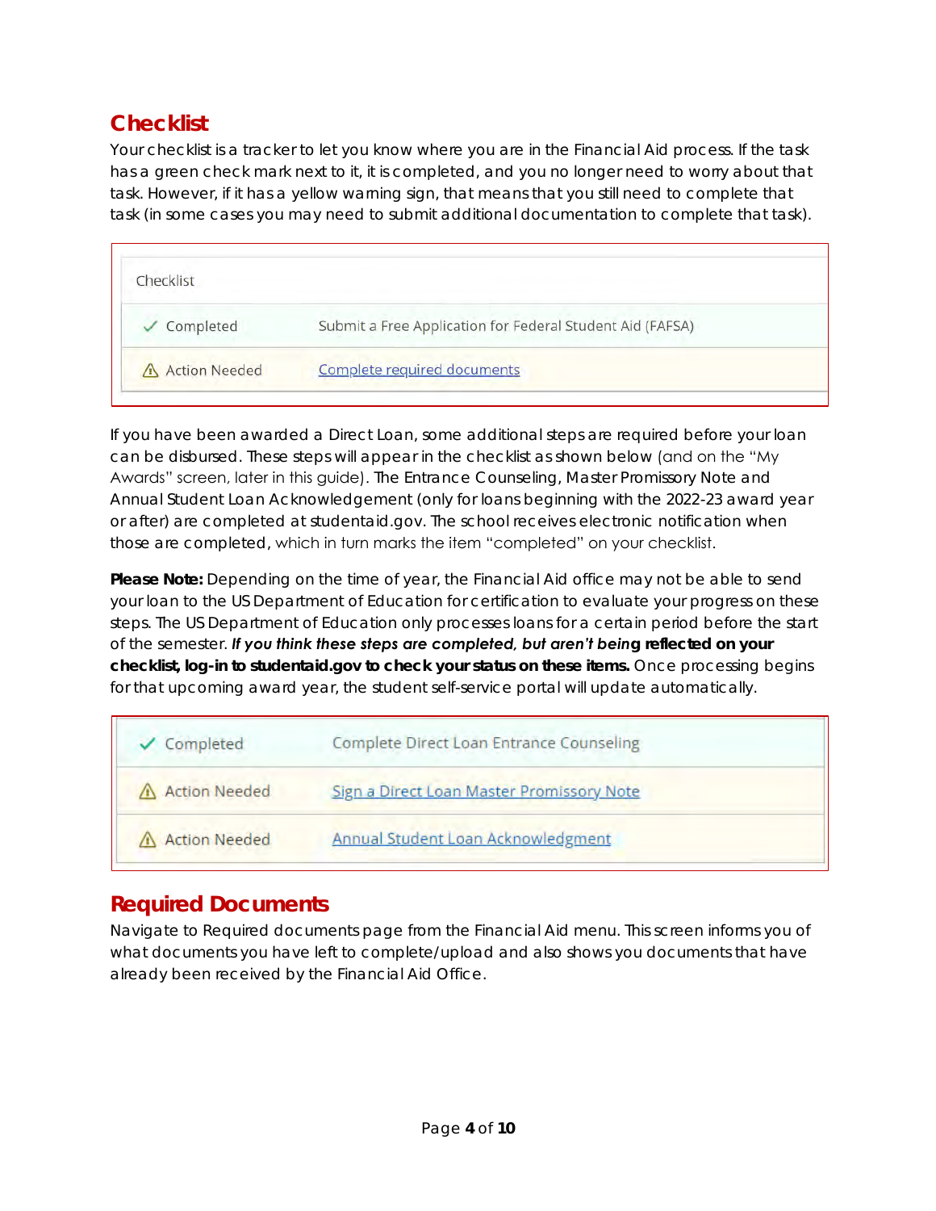## Checklist

Your checklist is a tracker to let you know where you are in the Financial Aid process. If the task has a green check mark next to it, it is completed, and you no longer need to worry about that task. However, if it has a yellow warning sign, that means that you still need to complete that task (in some cases you may need to submit additional documentation to complete that task).

| Checklist | |
|---|---|
| ✓ Completed | Submit a Free Application for Federal Student Aid (FAFSA) |
| ⚠ Action Needed | Complete required documents |

If you have been awarded a Direct Loan, some additional steps are required before your loan can be disbursed. These steps will appear in the checklist as shown below (and on the "My Awards" screen, later in this guide). The Entrance Counseling, Master Promissory Note and Annual Student Loan Acknowledgement (only for loans beginning with the 2022-23 award year or after) are completed at studentaid.gov. The school receives electronic notification when those are completed, which in turn marks the item "completed" on your checklist.

**Please Note:** Depending on the time of year, the Financial Aid office may not be able to send your loan to the US Department of Education for certification to evaluate your progress on these steps. The US Department of Education only processes loans for a certain period before the start of the semester. ***If you think these steps are completed, but aren't being* reflected on your checklist, log-in to studentaid.gov to check your status on these items.** Once processing begins for that upcoming award year, the student self-service portal will update automatically.

| Status | Item |
|---|---|
| ✓ Completed | Complete Direct Loan Entrance Counseling |
| ⚠ Action Needed | Sign a Direct Loan Master Promissory Note |
| ⚠ Action Needed | Annual Student Loan Acknowledgment |

## Required Documents

Navigate to Required documents page from the Financial Aid menu. This screen informs you of what documents you have left to complete/upload and also shows you documents that have already been received by the Financial Aid Office.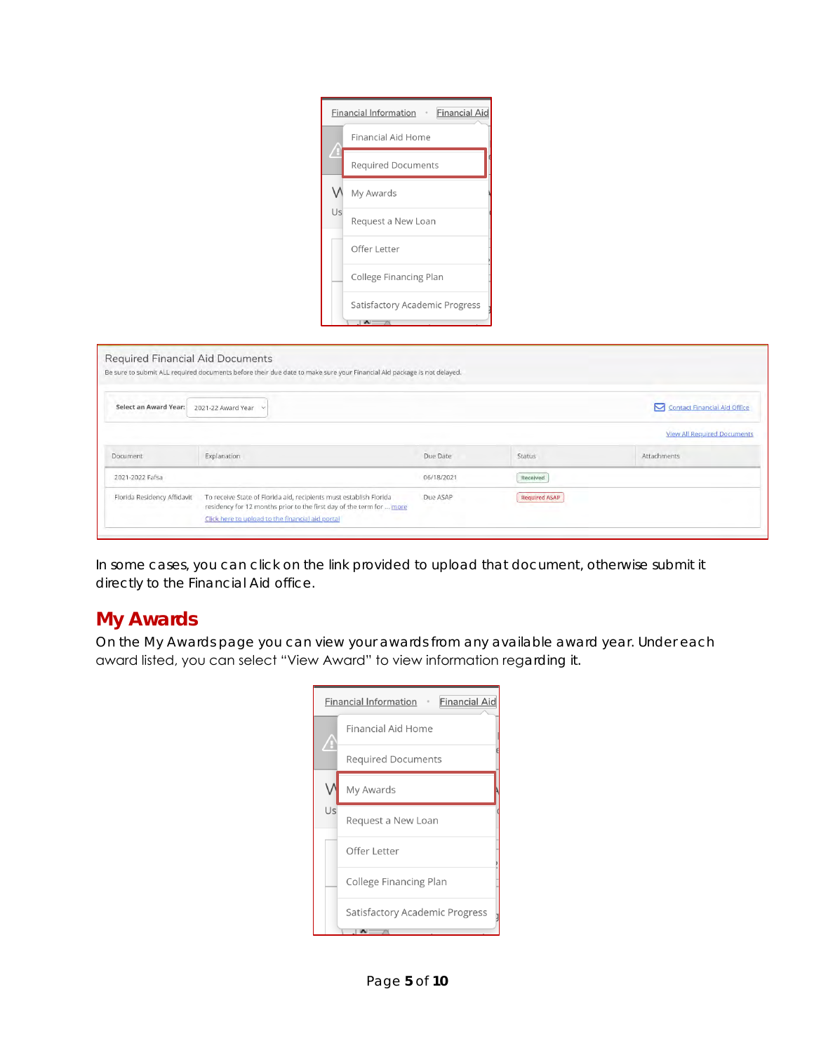Financial Information • Financial Aid

- Financial Aid Home
- Required Documents
- My Awards
- Request a New Loan
- Offer Letter
- College Financing Plan
- Satisfactory Academic Progress

Required Financial Aid Documents

Be sure to submit ALL required documents before their due date to make sure your Financial Aid package is not delayed.

Select an Award Year: 2021-22 Award Year

Contact Financial Aid Office

View All Required Documents

| Document | Explanation | Due Date | Status | Attachments |
|---|---|---|---|---|
| 2021-2022 Fafsa | | 06/18/2021 | Received | |
| Florida Residency Affidavit | To receive State of Florida aid, recipients must establish Florida residency for 12 months prior to the first day of the term for ... more<br>Click here to upload to the financial aid portal | Due ASAP | Required ASAP | |

In some cases, you can click on the link provided to upload that document, otherwise submit it directly to the Financial Aid office.

## My Awards

On the My Awards page you can view your awards from any available award year. Under each award listed, you can select "View Award" to view information regarding it.

Financial Information • Financial Aid

- Financial Aid Home
- Required Documents
- My Awards
- Request a New Loan
- Offer Letter
- College Financing Plan
- Satisfactory Academic Progress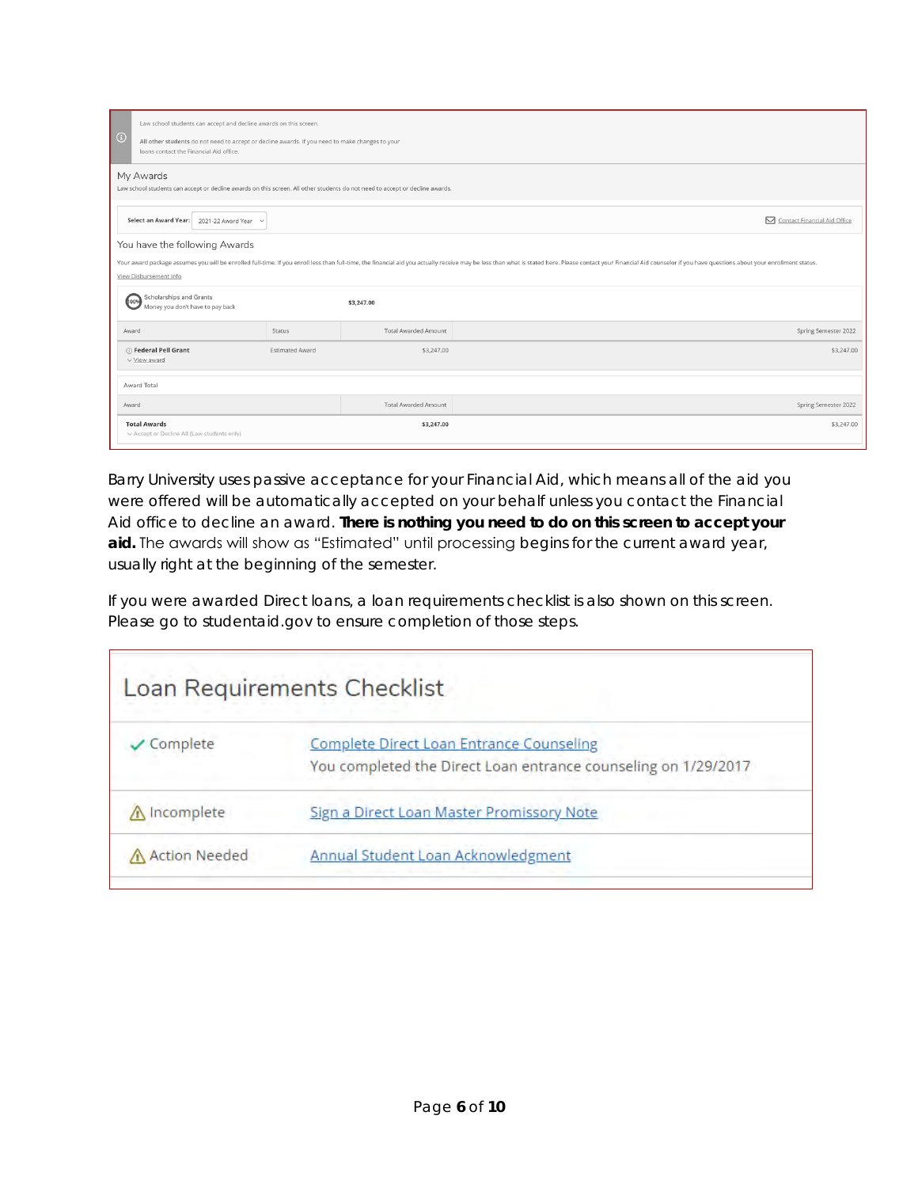Law school students can accept and decline awards on this screen.

**All other students** do not need to accept or decline awards. If you need to make changes to your loans contact the Financial Aid office.

## My Awards

Law school students can accept or decline awards on this screen. All other students do not need to accept or decline awards.

**Select an Award Year:** 2021-22 Award Year

Contact Financial Aid Office

### You have the following Awards

Your award package assumes you will be enrolled full-time. If you enroll less than full-time, the financial aid you actually receive may be less than what is stated here. Please contact your Financial Aid counselor if you have questions about your enrollment status.

View Disbursement Info

100% Scholarships and Grants — Money you don't have to pay back — $3,247.00

| Award | Status | Total Awarded Amount | Spring Semester 2022 |
| --- | --- | --- | --- |
| **Federal Pell Grant** (View award) | Estimated Award | $3,247.00 | $3,247.00 |

Award Total

| Award | Total Awarded Amount | Spring Semester 2022 |
| --- | --- | --- |
| **Total Awards** (Accept or Decline All (Law students only)) | $3,247.00 | $3,247.00 |

Barry University uses passive acceptance for your Financial Aid, which means all of the aid you were offered will be automatically accepted on your behalf unless you contact the Financial Aid office to decline an award. **There is nothing you need to do on this screen to accept your aid.** The awards will show as "Estimated" until processing begins for the current award year, usually right at the beginning of the semester.

If you were awarded Direct loans, a loan requirements checklist is also shown on this screen. Please go to studentaid.gov to ensure completion of those steps.

## Loan Requirements Checklist

| Status | Requirement |
| --- | --- |
| ✓ Complete | Complete Direct Loan Entrance Counseling — You completed the Direct Loan entrance counseling on 1/29/2017 |
| ⚠ Incomplete | Sign a Direct Loan Master Promissory Note |
| ⚠ Action Needed | Annual Student Loan Acknowledgment |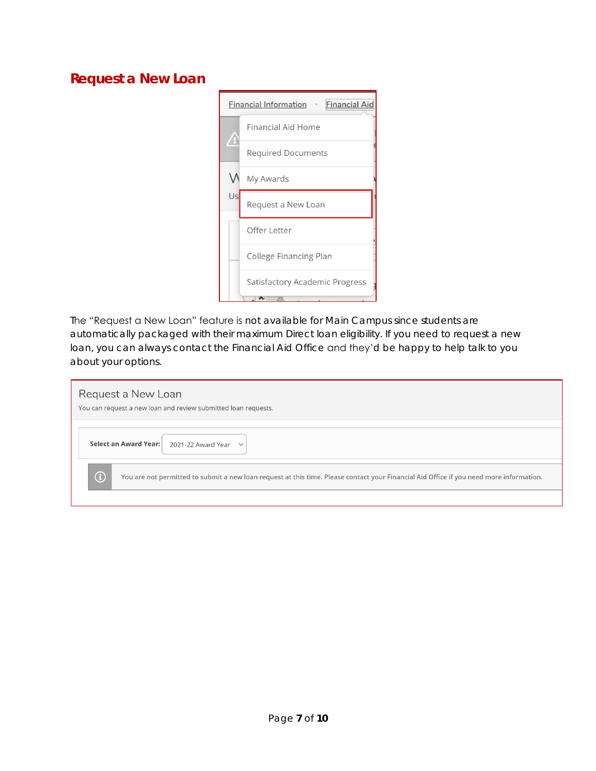# Request a New Loan

Financial Information • Financial Aid

- Financial Aid Home
- Required Documents
- My Awards
- Request a New Loan
- Offer Letter
- College Financing Plan
- Satisfactory Academic Progress

The "Request a New Loan" feature is not available for Main Campus since students are automatically packaged with their maximum Direct loan eligibility. If you need to request a new loan, you can always contact the Financial Aid Office and they'd be happy to help talk to you about your options.

Request a New Loan

You can request a new loan and review submitted loan requests.

**Select an Award Year:** 2021-22 Award Year

You are not permitted to submit a new loan request at this time. Please contact your Financial Aid Office if you need more information.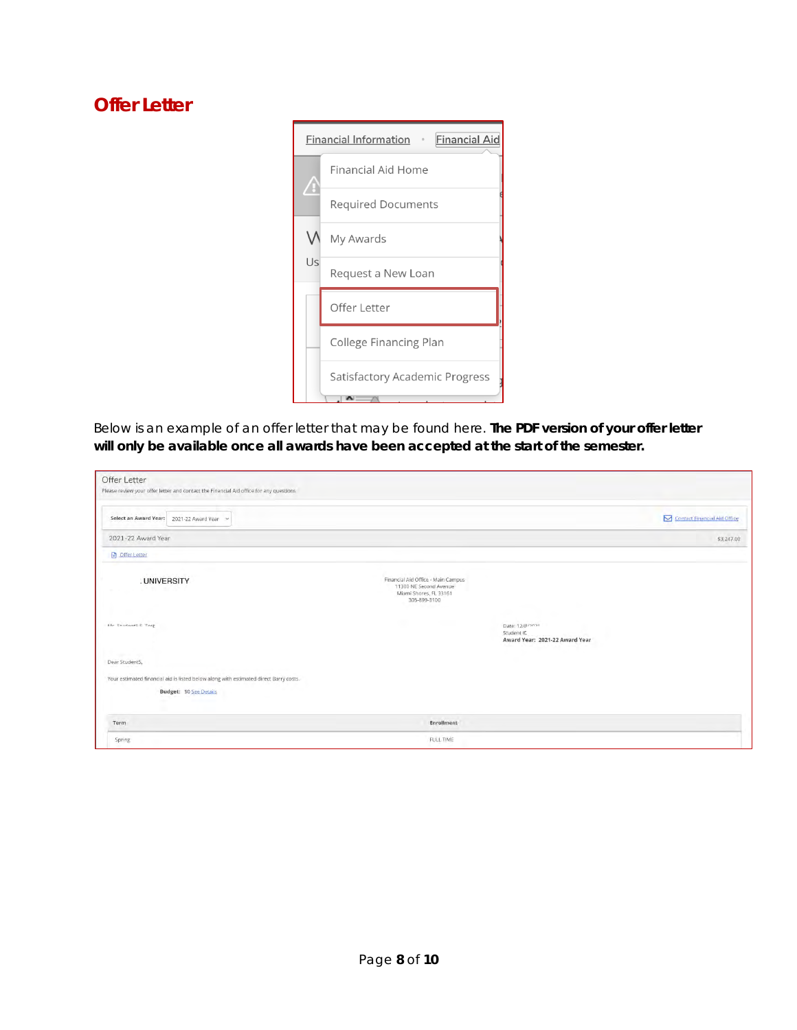## Offer Letter

Financial Information • Financial Aid

- Financial Aid Home
- Required Documents
- My Awards
- Request a New Loan
- Offer Letter
- College Financing Plan
- Satisfactory Academic Progress

Below is an example of an offer letter that may be found here. **The PDF version of your offer letter will only be available once all awards have been accepted at the start of the semester.**

Offer Letter

Please review your offer letter and contact the Financial Aid office for any questions

Select an Award Year: 2021-22 Award Year | Contact Financial Aid Office

2021-22 Award Year | $3,247.00

Offer Letter

UNIVERSITY

Financial Aid Office - Main Campus
11300 NE Second Avenue
Miami Shores, FL 33161
305-899-3100

Date: 12/8/2021
Student ID:
**Award Year: 2021-22 Award Year**

Dear Student5,

Your estimated financial aid is listed below along with estimated direct Barry costs.

**Budget:** $0 See Details

| Term | Enrollment |
|---|---|
| Spring | FULL TIME |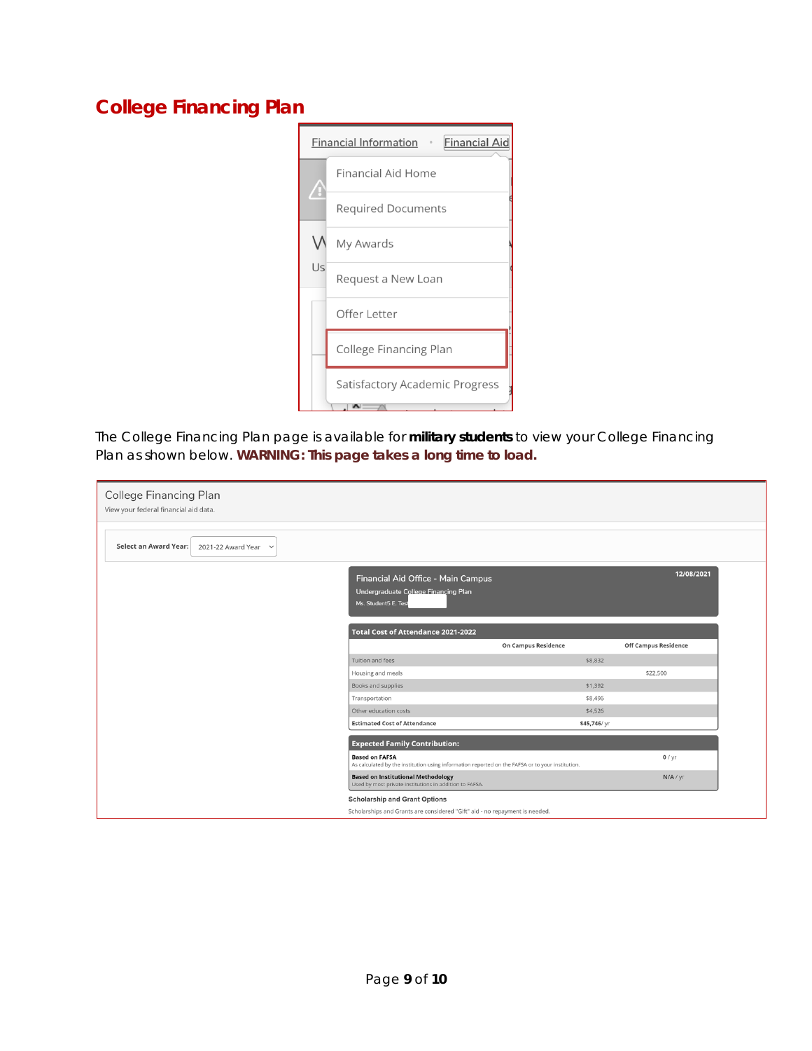# College Financing Plan

Financial Information • Financial Aid

- Financial Aid Home
- Required Documents
- My Awards
- Request a New Loan
- Offer Letter
- College Financing Plan
- Satisfactory Academic Progress

The College Financing Plan page is available for **military students** to view your College Financing Plan as shown below. **WARNING: This page takes a long time to load.**

College Financing Plan

View your federal financial aid data.

**Select an Award Year:** 2021-22 Award Year

Financial Aid Office - Main Campus 12/08/2021

Undergraduate College Financing Plan

Ms. Student5 E. Test

| Total Cost of Attendance 2021-2022 | On Campus Residence | Off Campus Residence |
|---|---|---|
| Tuition and fees | $8,832 | |
| Housing and meals | | $22,500 |
| Books and supplies | $1,392 | |
| Transportation | $8,496 | |
| Other education costs | $4,526 | |
| **Estimated Cost of Attendance** | **$45,746**/ yr | |

| Expected Family Contribution: | |
|---|---|
| **Based on FAFSA**<br>As calculated by the institution using information reported on the FAFSA or to your institution. | **0** / yr |
| **Based on Institutional Methodology**<br>Used by most private institutions in addition to FAFSA. | **N/A** / yr |

**Scholarship and Grant Options**

Scholarships and Grants are considered "Gift" aid - no repayment is needed.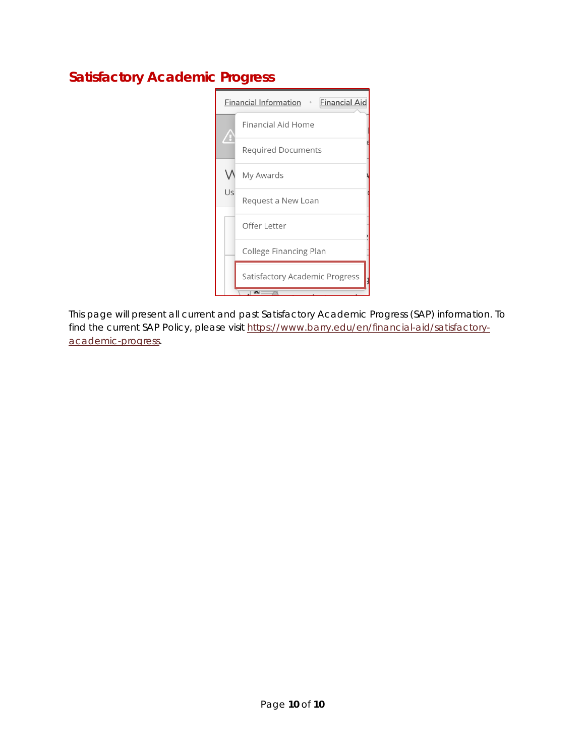# Satisfactory Academic Progress

This page will present all current and past Satisfactory Academic Progress (SAP) information. To find the current SAP Policy, please visit https://www.barry.edu/en/financial-aid/satisfactory-academic-progress.